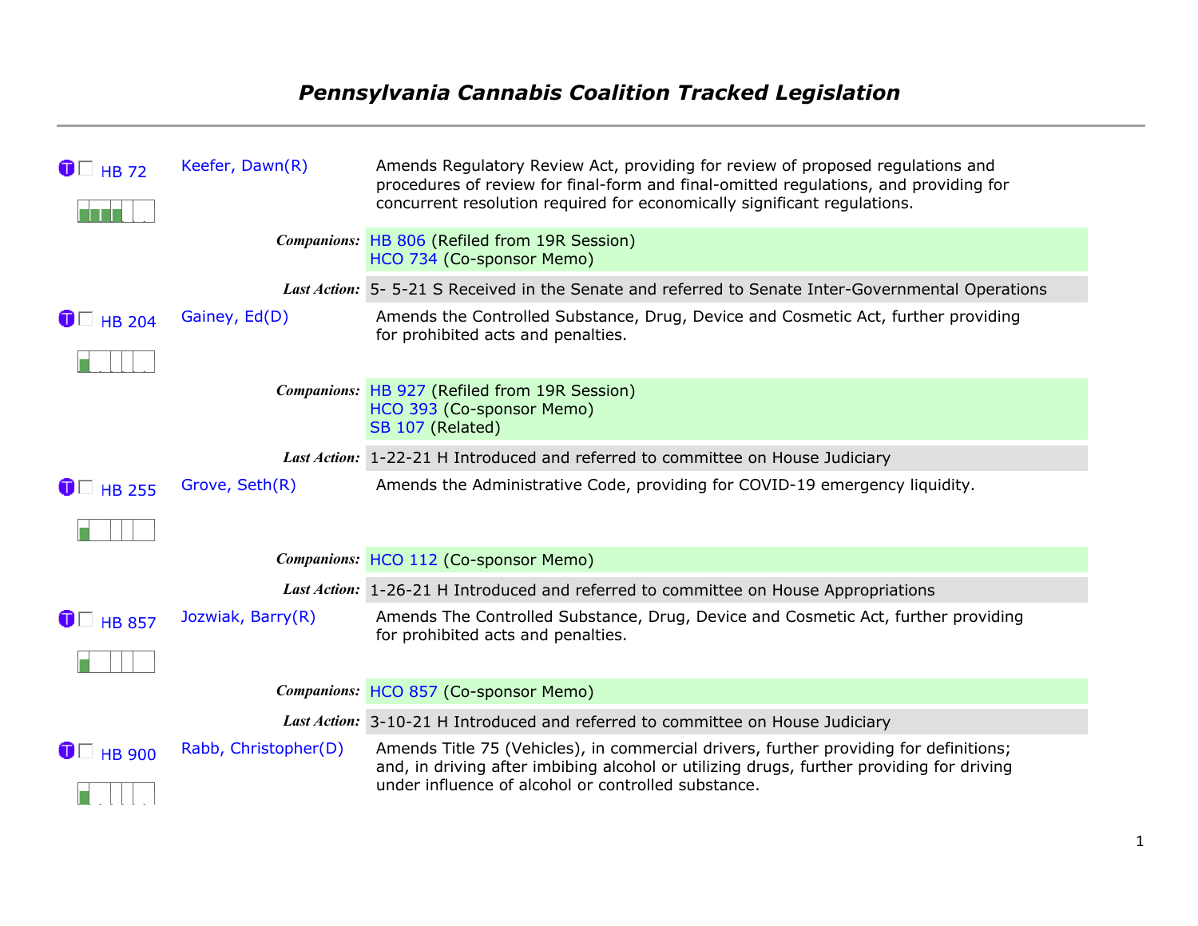# *Pennsylvania Cannabis Coalition Tracked Legislation*

---

**HB 72** — Keefer, Dawn(R)

Amends Regulatory Review Act, providing for review of proposed regulations and procedures of review for final-form and final-omitted regulations, and providing for concurrent resolution required for economically significant regulations.

***Companions:*** HB 806 (Refiled from 19R Session)
HCO 734 (Co-sponsor Memo)

***Last Action:*** 5- 5-21 S Received in the Senate and referred to Senate Inter-Governmental Operations

**HB 204** — Gainey, Ed(D)

Amends the Controlled Substance, Drug, Device and Cosmetic Act, further providing for prohibited acts and penalties.

***Companions:*** HB 927 (Refiled from 19R Session)
HCO 393 (Co-sponsor Memo)
SB 107 (Related)

***Last Action:*** 1-22-21 H Introduced and referred to committee on House Judiciary

**HB 255** — Grove, Seth(R)

Amends the Administrative Code, providing for COVID-19 emergency liquidity.

***Companions:*** HCO 112 (Co-sponsor Memo)

***Last Action:*** 1-26-21 H Introduced and referred to committee on House Appropriations

**HB 857** — Jozwiak, Barry(R)

Amends The Controlled Substance, Drug, Device and Cosmetic Act, further providing for prohibited acts and penalties.

***Companions:*** HCO 857 (Co-sponsor Memo)

***Last Action:*** 3-10-21 H Introduced and referred to committee on House Judiciary

**HB 900** — Rabb, Christopher(D)

Amends Title 75 (Vehicles), in commercial drivers, further providing for definitions; and, in driving after imbibing alcohol or utilizing drugs, further providing for driving under influence of alcohol or controlled substance.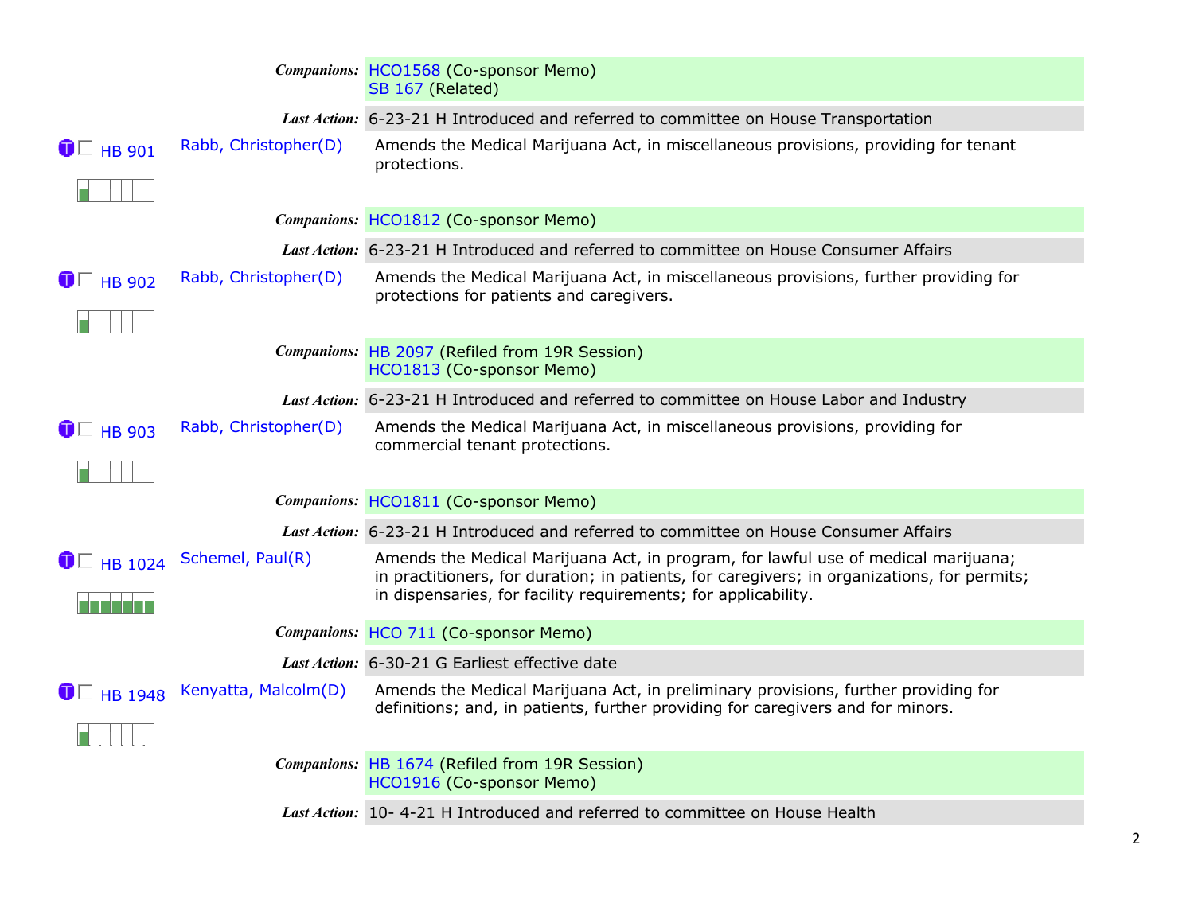**Companions:** HCO1568 (Co-sponsor Memo)
SB 167 (Related)

**Last Action:** 6-23-21 H Introduced and referred to committee on House Transportation

---

**HB 901** — Rabb, Christopher(D)

Amends the Medical Marijuana Act, in miscellaneous provisions, providing for tenant protections.

**Companions:** HCO1812 (Co-sponsor Memo)

**Last Action:** 6-23-21 H Introduced and referred to committee on House Consumer Affairs

---

**HB 902** — Rabb, Christopher(D)

Amends the Medical Marijuana Act, in miscellaneous provisions, further providing for protections for patients and caregivers.

**Companions:** HB 2097 (Refiled from 19R Session)
HCO1813 (Co-sponsor Memo)

**Last Action:** 6-23-21 H Introduced and referred to committee on House Labor and Industry

---

**HB 903** — Rabb, Christopher(D)

Amends the Medical Marijuana Act, in miscellaneous provisions, providing for commercial tenant protections.

**Companions:** HCO1811 (Co-sponsor Memo)

**Last Action:** 6-23-21 H Introduced and referred to committee on House Consumer Affairs

---

**HB 1024** — Schemel, Paul(R)

Amends the Medical Marijuana Act, in program, for lawful use of medical marijuana; in practitioners, for duration; in patients, for caregivers; in organizations, for permits; in dispensaries, for facility requirements; for applicability.

**Companions:** HCO 711 (Co-sponsor Memo)

**Last Action:** 6-30-21 G Earliest effective date

---

**HB 1948** — Kenyatta, Malcolm(D)

Amends the Medical Marijuana Act, in preliminary provisions, further providing for definitions; and, in patients, further providing for caregivers and for minors.

**Companions:** HB 1674 (Refiled from 19R Session)
HCO1916 (Co-sponsor Memo)

**Last Action:** 10- 4-21 H Introduced and referred to committee on House Health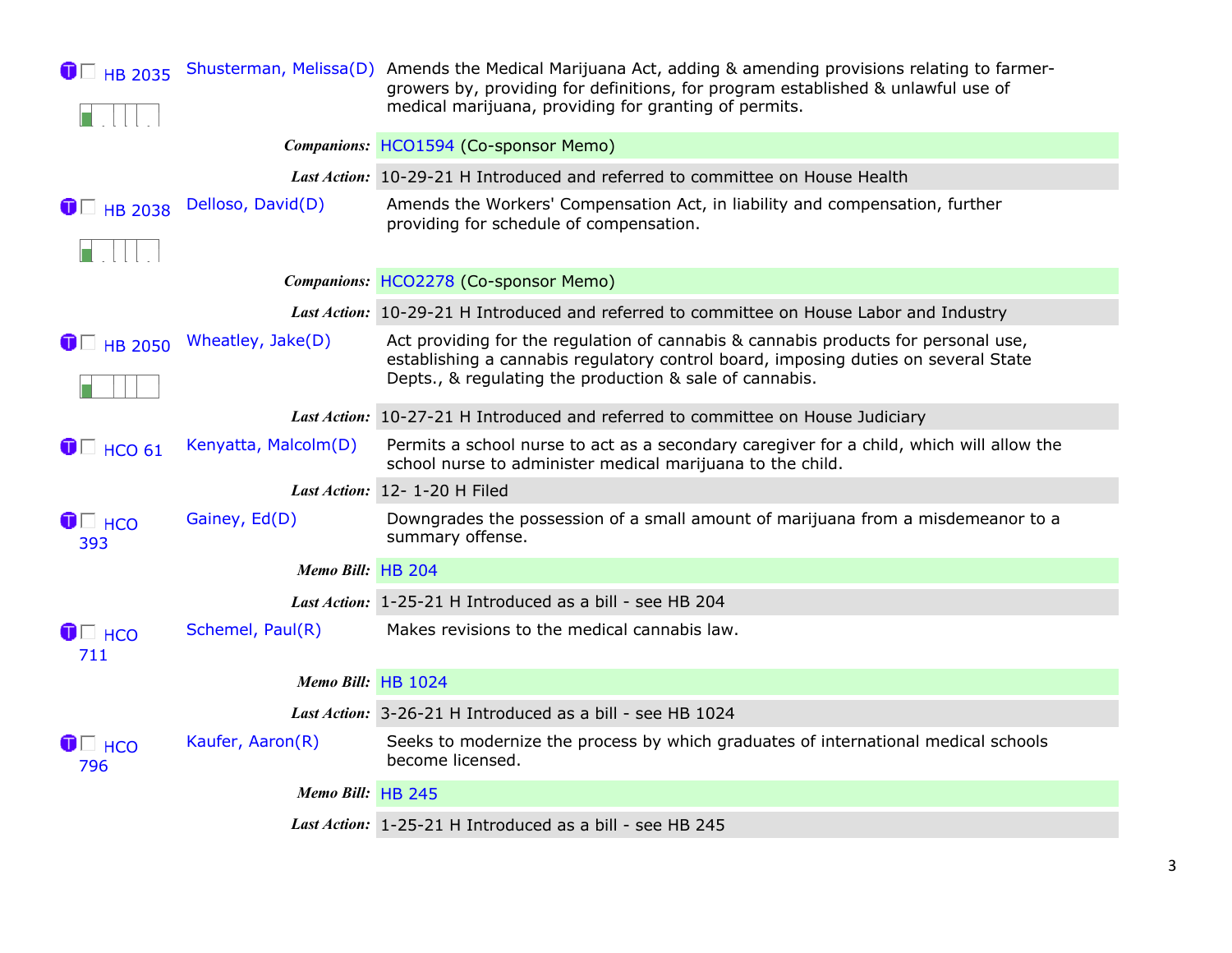**HB 2035** | Shusterman, Melissa(D) | Amends the Medical Marijuana Act, adding & amending provisions relating to farmer-growers by, providing for definitions, for program established & unlawful use of medical marijuana, providing for granting of permits.

***Companions:*** HCO1594 (Co-sponsor Memo)

***Last Action:*** 10-29-21 H Introduced and referred to committee on House Health

**HB 2038** | Delloso, David(D) | Amends the Workers' Compensation Act, in liability and compensation, further providing for schedule of compensation.

***Companions:*** HCO2278 (Co-sponsor Memo)

***Last Action:*** 10-29-21 H Introduced and referred to committee on House Labor and Industry

**HB 2050** | Wheatley, Jake(D) | Act providing for the regulation of cannabis & cannabis products for personal use, establishing a cannabis regulatory control board, imposing duties on several State Depts., & regulating the production & sale of cannabis.

***Last Action:*** 10-27-21 H Introduced and referred to committee on House Judiciary

**HCO 61** | Kenyatta, Malcolm(D) | Permits a school nurse to act as a secondary caregiver for a child, which will allow the school nurse to administer medical marijuana to the child.

***Last Action:*** 12- 1-20 H Filed

**HCO 393** | Gainey, Ed(D) | Downgrades the possession of a small amount of marijuana from a misdemeanor to a summary offense.

***Memo Bill:*** HB 204

***Last Action:*** 1-25-21 H Introduced as a bill - see HB 204

**HCO 711** | Schemel, Paul(R) | Makes revisions to the medical cannabis law.

***Memo Bill:*** HB 1024

***Last Action:*** 3-26-21 H Introduced as a bill - see HB 1024

**HCO 796** | Kaufer, Aaron(R) | Seeks to modernize the process by which graduates of international medical schools become licensed.

***Memo Bill:*** HB 245

***Last Action:*** 1-25-21 H Introduced as a bill - see HB 245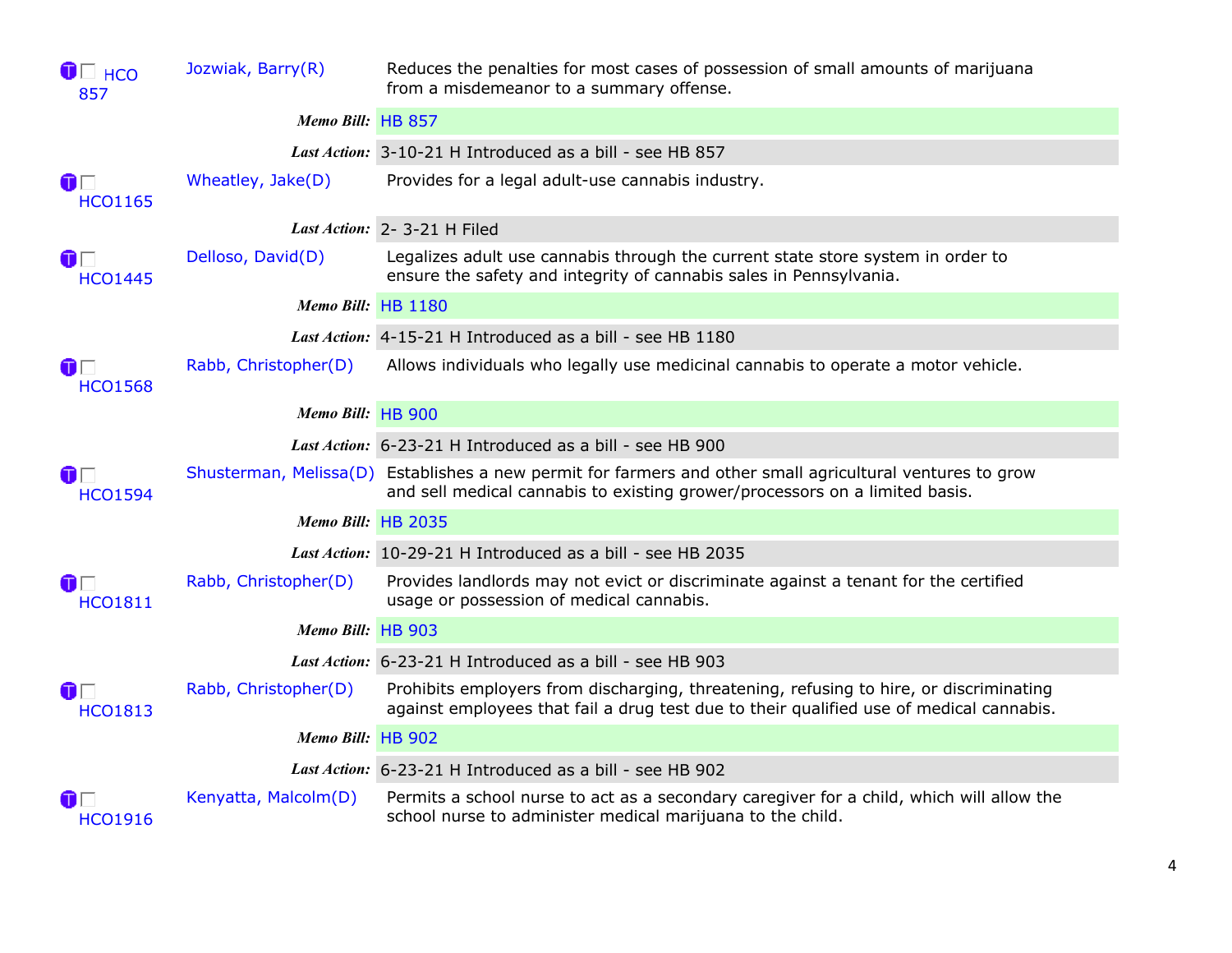| Bill | Sponsor | Description |
| --- | --- | --- |
| HCO 857 | Jozwiak, Barry(R) | Reduces the penalties for most cases of possession of small amounts of marijuana from a misdemeanor to a summary offense. |
| | ***Memo Bill:*** | HB 857 |
| | ***Last Action:*** | 3-10-21 H Introduced as a bill - see HB 857 |
| HCO1165 | Wheatley, Jake(D) | Provides for a legal adult-use cannabis industry. |
| | ***Last Action:*** | 2- 3-21 H Filed |
| HCO1445 | Delloso, David(D) | Legalizes adult use cannabis through the current state store system in order to ensure the safety and integrity of cannabis sales in Pennsylvania. |
| | ***Memo Bill:*** | HB 1180 |
| | ***Last Action:*** | 4-15-21 H Introduced as a bill - see HB 1180 |
| HCO1568 | Rabb, Christopher(D) | Allows individuals who legally use medicinal cannabis to operate a motor vehicle. |
| | ***Memo Bill:*** | HB 900 |
| | ***Last Action:*** | 6-23-21 H Introduced as a bill - see HB 900 |
| HCO1594 | Shusterman, Melissa(D) | Establishes a new permit for farmers and other small agricultural ventures to grow and sell medical cannabis to existing grower/processors on a limited basis. |
| | ***Memo Bill:*** | HB 2035 |
| | ***Last Action:*** | 10-29-21 H Introduced as a bill - see HB 2035 |
| HCO1811 | Rabb, Christopher(D) | Provides landlords may not evict or discriminate against a tenant for the certified usage or possession of medical cannabis. |
| | ***Memo Bill:*** | HB 903 |
| | ***Last Action:*** | 6-23-21 H Introduced as a bill - see HB 903 |
| HCO1813 | Rabb, Christopher(D) | Prohibits employers from discharging, threatening, refusing to hire, or discriminating against employees that fail a drug test due to their qualified use of medical cannabis. |
| | ***Memo Bill:*** | HB 902 |
| | ***Last Action:*** | 6-23-21 H Introduced as a bill - see HB 902 |
| HCO1916 | Kenyatta, Malcolm(D) | Permits a school nurse to act as a secondary caregiver for a child, which will allow the school nurse to administer medical marijuana to the child. |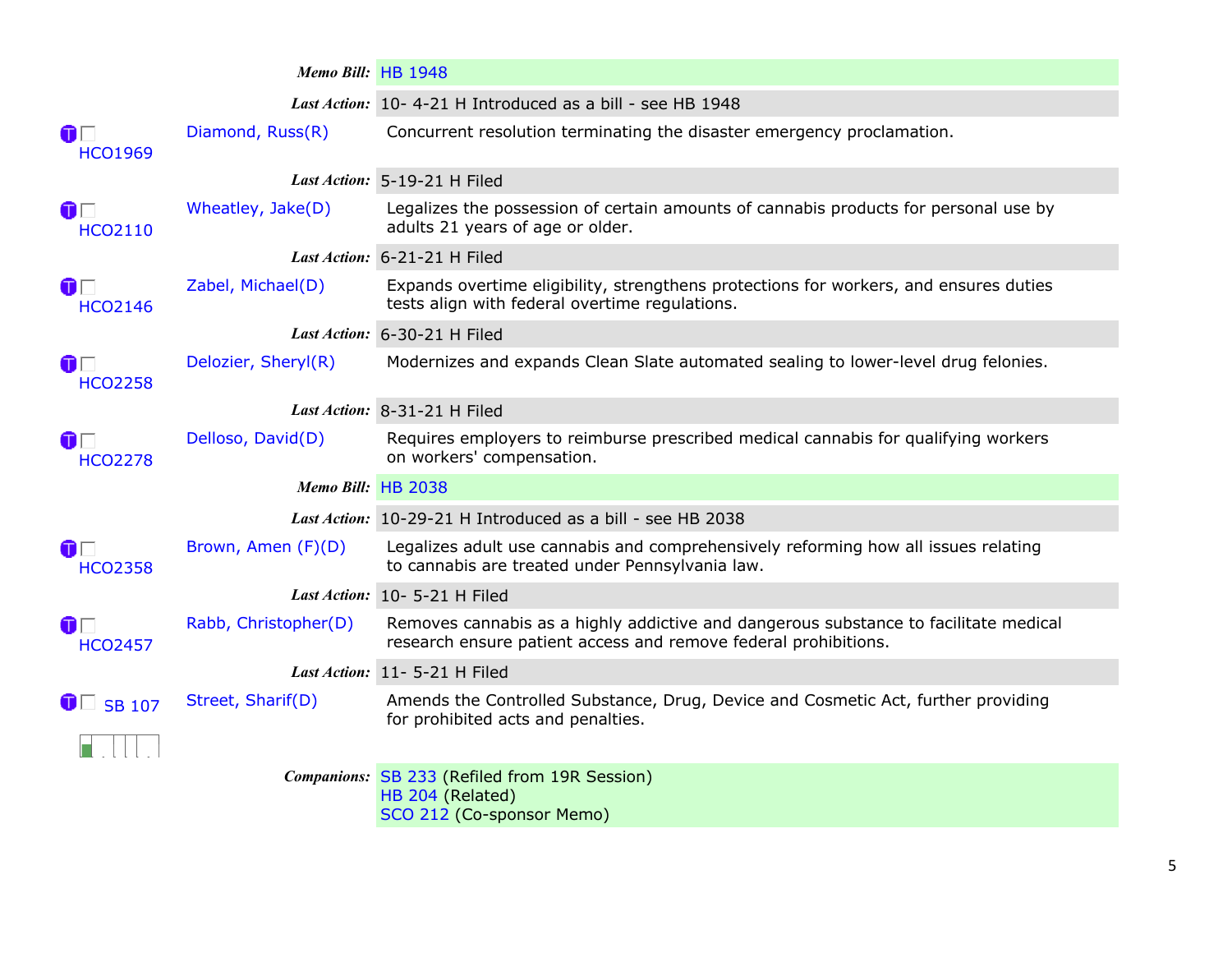| | | |
|---|---|---|
| | ***Memo Bill:*** | HB 1948 |
| | ***Last Action:*** | 10- 4-21 H Introduced as a bill - see HB 1948 |
| HCO1969 | Diamond, Russ(R) | Concurrent resolution terminating the disaster emergency proclamation. |
| | ***Last Action:*** | 5-19-21 H Filed |
| HCO2110 | Wheatley, Jake(D) | Legalizes the possession of certain amounts of cannabis products for personal use by adults 21 years of age or older. |
| | ***Last Action:*** | 6-21-21 H Filed |
| HCO2146 | Zabel, Michael(D) | Expands overtime eligibility, strengthens protections for workers, and ensures duties tests align with federal overtime regulations. |
| | ***Last Action:*** | 6-30-21 H Filed |
| HCO2258 | Delozier, Sheryl(R) | Modernizes and expands Clean Slate automated sealing to lower-level drug felonies. |
| | ***Last Action:*** | 8-31-21 H Filed |
| HCO2278 | Delloso, David(D) | Requires employers to reimburse prescribed medical cannabis for qualifying workers on workers' compensation. |
| | ***Memo Bill:*** | HB 2038 |
| | ***Last Action:*** | 10-29-21 H Introduced as a bill - see HB 2038 |
| HCO2358 | Brown, Amen (F)(D) | Legalizes adult use cannabis and comprehensively reforming how all issues relating to cannabis are treated under Pennsylvania law. |
| | ***Last Action:*** | 10- 5-21 H Filed |
| HCO2457 | Rabb, Christopher(D) | Removes cannabis as a highly addictive and dangerous substance to facilitate medical research ensure patient access and remove federal prohibitions. |
| | ***Last Action:*** | 11- 5-21 H Filed |
| SB 107 | Street, Sharif(D) | Amends the Controlled Substance, Drug, Device and Cosmetic Act, further providing for prohibited acts and penalties. |
| | ***Companions:*** | SB 233 (Refiled from 19R Session)<br>HB 204 (Related)<br>SCO 212 (Co-sponsor Memo) |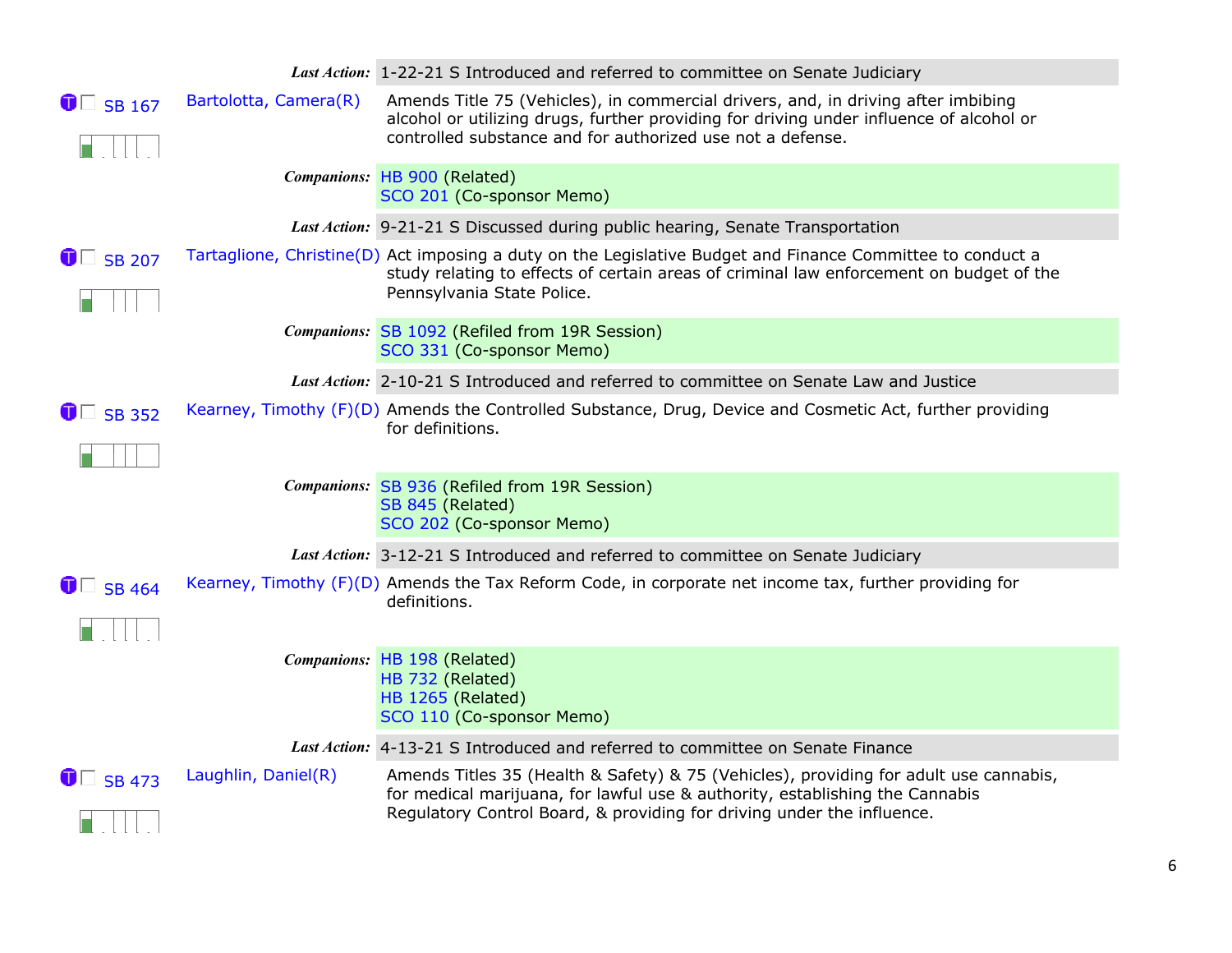***Last Action:*** 1-22-21 S Introduced and referred to committee on Senate Judiciary

**SB 167** — Bartolotta, Camera(R)

Amends Title 75 (Vehicles), in commercial drivers, and, in driving after imbibing alcohol or utilizing drugs, further providing for driving under influence of alcohol or controlled substance and for authorized use not a defense.

***Companions:*** HB 900 (Related)
SCO 201 (Co-sponsor Memo)

***Last Action:*** 9-21-21 S Discussed during public hearing, Senate Transportation

**SB 207** — Tartaglione, Christine(D)

Act imposing a duty on the Legislative Budget and Finance Committee to conduct a study relating to effects of certain areas of criminal law enforcement on budget of the Pennsylvania State Police.

***Companions:*** SB 1092 (Refiled from 19R Session)
SCO 331 (Co-sponsor Memo)

***Last Action:*** 2-10-21 S Introduced and referred to committee on Senate Law and Justice

**SB 352** — Kearney, Timothy (F)(D)

Amends the Controlled Substance, Drug, Device and Cosmetic Act, further providing for definitions.

***Companions:*** SB 936 (Refiled from 19R Session)
SB 845 (Related)
SCO 202 (Co-sponsor Memo)

***Last Action:*** 3-12-21 S Introduced and referred to committee on Senate Judiciary

**SB 464** — Kearney, Timothy (F)(D)

Amends the Tax Reform Code, in corporate net income tax, further providing for definitions.

***Companions:*** HB 198 (Related)
HB 732 (Related)
HB 1265 (Related)
SCO 110 (Co-sponsor Memo)

***Last Action:*** 4-13-21 S Introduced and referred to committee on Senate Finance

**SB 473** — Laughlin, Daniel(R)

Amends Titles 35 (Health & Safety) & 75 (Vehicles), providing for adult use cannabis, for medical marijuana, for lawful use & authority, establishing the Cannabis Regulatory Control Board, & providing for driving under the influence.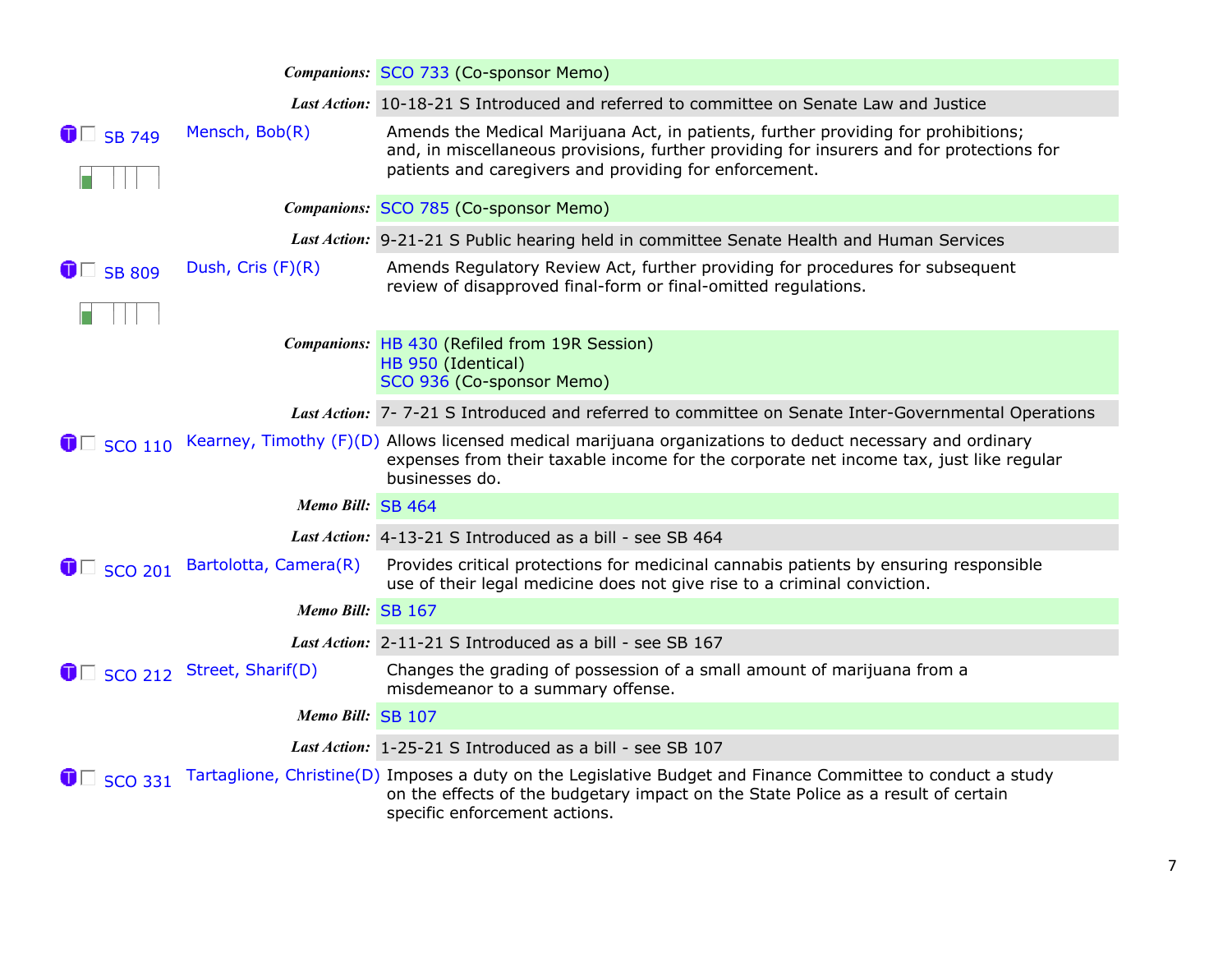| | | |
|---|---|---|
| | ***Companions:*** | SCO 733 (Co-sponsor Memo) |
| | ***Last Action:*** | 10-18-21 S Introduced and referred to committee on Senate Law and Justice |
| SB 749 | Mensch, Bob(R) | Amends the Medical Marijuana Act, in patients, further providing for prohibitions; and, in miscellaneous provisions, further providing for insurers and for protections for patients and caregivers and providing for enforcement. |
| | ***Companions:*** | SCO 785 (Co-sponsor Memo) |
| | ***Last Action:*** | 9-21-21 S Public hearing held in committee Senate Health and Human Services |
| SB 809 | Dush, Cris (F)(R) | Amends Regulatory Review Act, further providing for procedures for subsequent review of disapproved final-form or final-omitted regulations. |
| | ***Companions:*** | HB 430 (Refiled from 19R Session)<br>HB 950 (Identical)<br>SCO 936 (Co-sponsor Memo) |
| | ***Last Action:*** | 7- 7-21 S Introduced and referred to committee on Senate Inter-Governmental Operations |
| SCO 110 | Kearney, Timothy (F)(D) | Allows licensed medical marijuana organizations to deduct necessary and ordinary expenses from their taxable income for the corporate net income tax, just like regular businesses do. |
| | ***Memo Bill:*** | SB 464 |
| | ***Last Action:*** | 4-13-21 S Introduced as a bill - see SB 464 |
| SCO 201 | Bartolotta, Camera(R) | Provides critical protections for medicinal cannabis patients by ensuring responsible use of their legal medicine does not give rise to a criminal conviction. |
| | ***Memo Bill:*** | SB 167 |
| | ***Last Action:*** | 2-11-21 S Introduced as a bill - see SB 167 |
| SCO 212 | Street, Sharif(D) | Changes the grading of possession of a small amount of marijuana from a misdemeanor to a summary offense. |
| | ***Memo Bill:*** | SB 107 |
| | ***Last Action:*** | 1-25-21 S Introduced as a bill - see SB 107 |
| SCO 331 | Tartaglione, Christine(D) | Imposes a duty on the Legislative Budget and Finance Committee to conduct a study on the effects of the budgetary impact on the State Police as a result of certain specific enforcement actions. |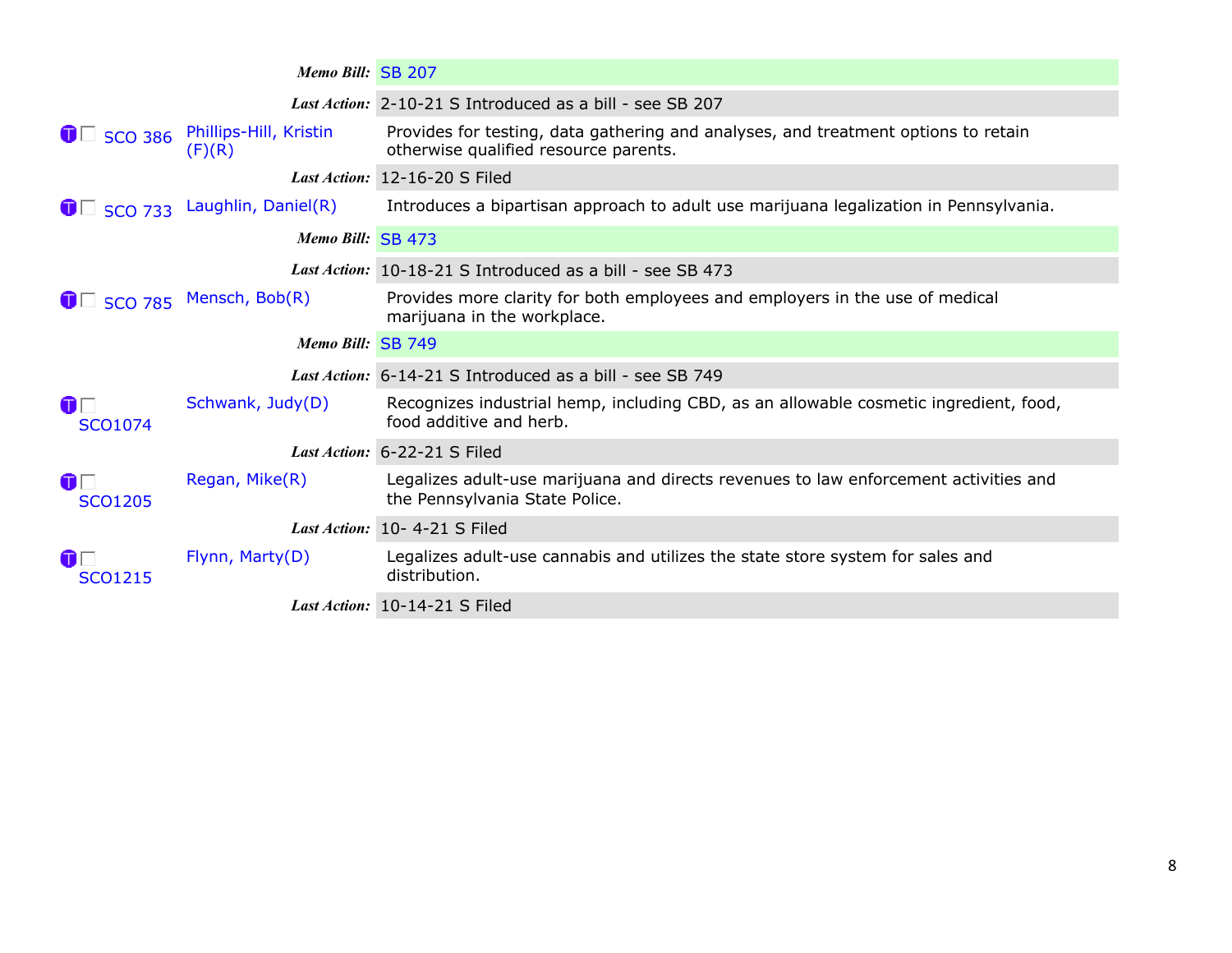| | | |
|---|---|---|
| | ***Memo Bill:*** | SB 207 |
| | ***Last Action:*** | 2-10-21 S Introduced as a bill - see SB 207 |
| SCO 386 | Phillips-Hill, Kristin (F)(R) | Provides for testing, data gathering and analyses, and treatment options to retain otherwise qualified resource parents. |
| | ***Last Action:*** | 12-16-20 S Filed |
| SCO 733 | Laughlin, Daniel(R) | Introduces a bipartisan approach to adult use marijuana legalization in Pennsylvania. |
| | ***Memo Bill:*** | SB 473 |
| | ***Last Action:*** | 10-18-21 S Introduced as a bill - see SB 473 |
| SCO 785 | Mensch, Bob(R) | Provides more clarity for both employees and employers in the use of medical marijuana in the workplace. |
| | ***Memo Bill:*** | SB 749 |
| | ***Last Action:*** | 6-14-21 S Introduced as a bill - see SB 749 |
| SCO1074 | Schwank, Judy(D) | Recognizes industrial hemp, including CBD, as an allowable cosmetic ingredient, food, food additive and herb. |
| | ***Last Action:*** | 6-22-21 S Filed |
| SCO1205 | Regan, Mike(R) | Legalizes adult-use marijuana and directs revenues to law enforcement activities and the Pennsylvania State Police. |
| | ***Last Action:*** | 10- 4-21 S Filed |
| SCO1215 | Flynn, Marty(D) | Legalizes adult-use cannabis and utilizes the state store system for sales and distribution. |
| | ***Last Action:*** | 10-14-21 S Filed |